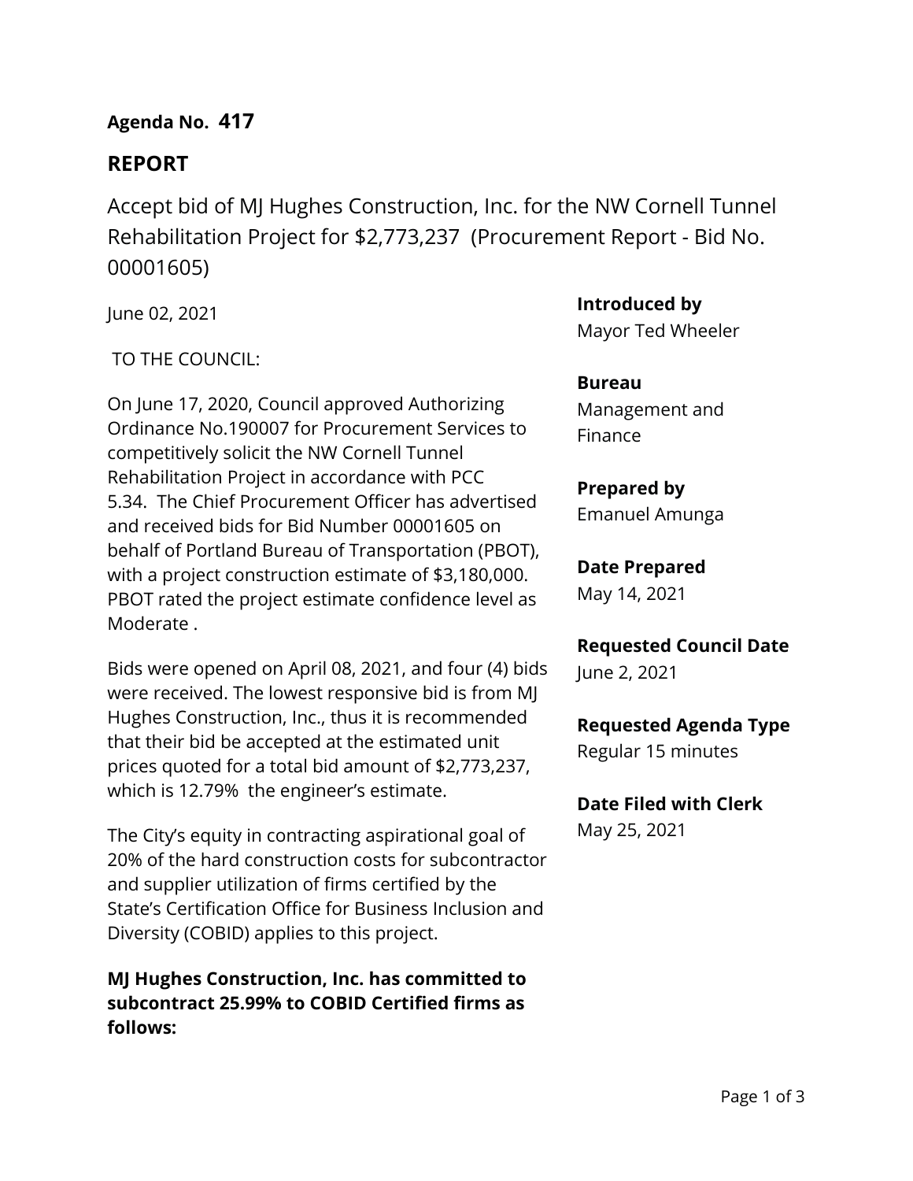**Agenda No. 417**

## REPORT

Accept bid of MJ Hughes Construction, Inc. for the NW Cornell Tunnel Rehabilitation Project for $2,773,237 (Procurement Report - Bid No. 00001605)

June 02, 2021

TO THE COUNCIL:

On June 17, 2020, Council approved Authorizing Ordinance No.190007 for Procurement Services to competitively solicit the NW Cornell Tunnel Rehabilitation Project in accordance with PCC 5.34. The Chief Procurement Officer has advertised and received bids for Bid Number 00001605 on behalf of Portland Bureau of Transportation (PBOT), with a project construction estimate of $3,180,000. PBOT rated the project estimate confidence level as Moderate .

Bids were opened on April 08, 2021, and four (4) bids were received. The lowest responsive bid is from MJ Hughes Construction, Inc., thus it is recommended that their bid be accepted at the estimated unit prices quoted for a total bid amount of $2,773,237, which is 12.79% the engineer's estimate.

The City's equity in contracting aspirational goal of 20% of the hard construction costs for subcontractor and supplier utilization of firms certified by the State's Certification Office for Business Inclusion and Diversity (COBID) applies to this project.

**MJ Hughes Construction, Inc. has committed to subcontract 25.99% to COBID Certified firms as follows:**

**Introduced by**
Mayor Ted Wheeler

**Bureau**
Management and Finance

**Prepared by**
Emanuel Amunga

**Date Prepared**
May 14, 2021

**Requested Council Date**
June 2, 2021

**Requested Agenda Type**
Regular 15 minutes

**Date Filed with Clerk**
May 25, 2021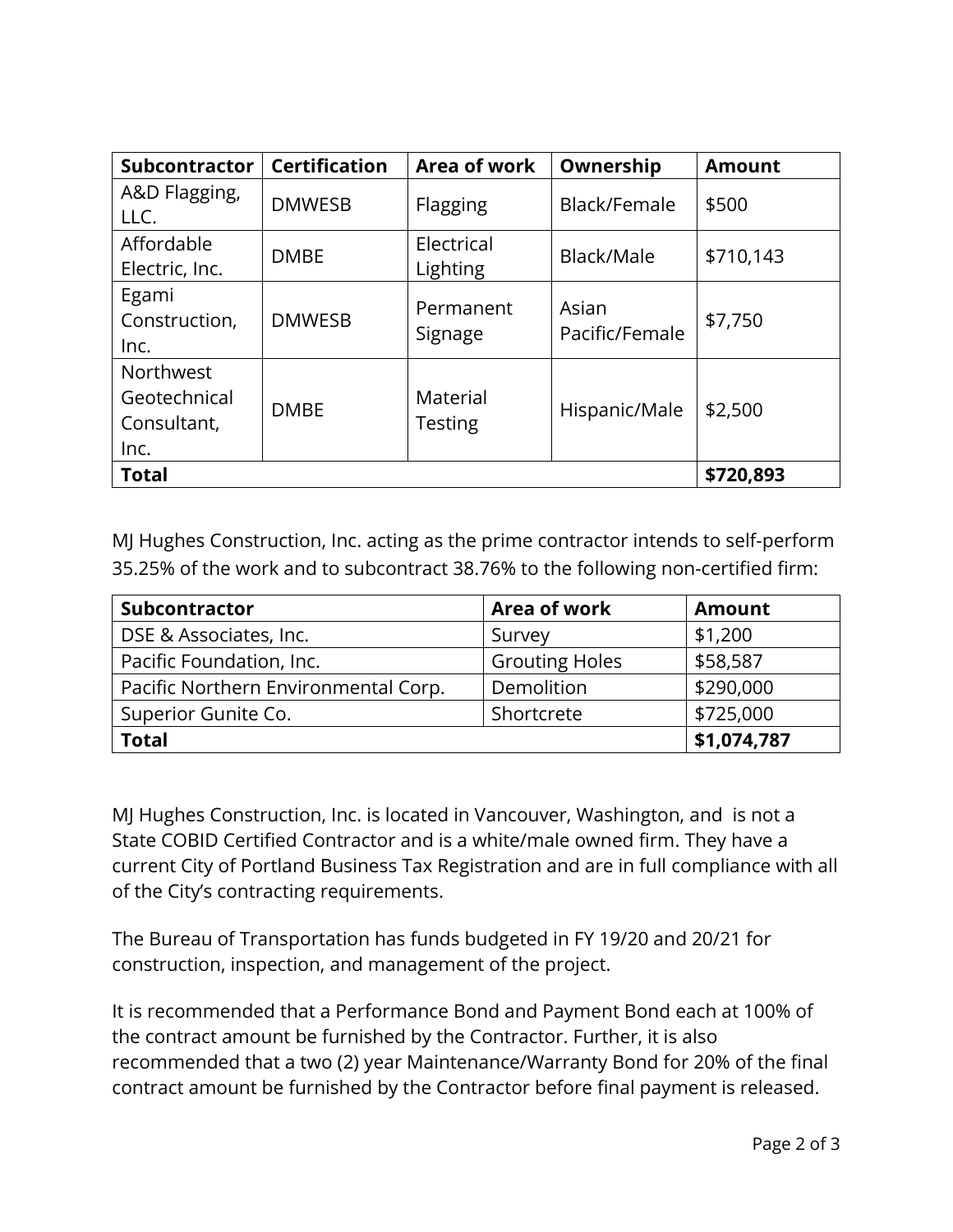| Subcontractor | Certification | Area of work | Ownership | Amount |
| --- | --- | --- | --- | --- |
| A&D Flagging, LLC. | DMWESB | Flagging | Black/Female | $500 |
| Affordable Electric, Inc. | DMBE | Electrical Lighting | Black/Male | $710,143 |
| Egami Construction, Inc. | DMWESB | Permanent Signage | Asian Pacific/Female | $7,750 |
| Northwest Geotechnical Consultant, Inc. | DMBE | Material Testing | Hispanic/Male | $2,500 |
| **Total** | | | | **$720,893** |

MJ Hughes Construction, Inc. acting as the prime contractor intends to self-perform 35.25% of the work and to subcontract 38.76% to the following non-certified firm:

| Subcontractor | Area of work | Amount |
| --- | --- | --- |
| DSE & Associates, Inc. | Survey | $1,200 |
| Pacific Foundation, Inc. | Grouting Holes | $58,587 |
| Pacific Northern Environmental Corp. | Demolition | $290,000 |
| Superior Gunite Co. | Shortcrete | $725,000 |
| **Total** | | **$1,074,787** |

MJ Hughes Construction, Inc. is located in Vancouver, Washington, and is not a State COBID Certified Contractor and is a white/male owned firm. They have a current City of Portland Business Tax Registration and are in full compliance with all of the City's contracting requirements.

The Bureau of Transportation has funds budgeted in FY 19/20 and 20/21 for construction, inspection, and management of the project.

It is recommended that a Performance Bond and Payment Bond each at 100% of the contract amount be furnished by the Contractor. Further, it is also recommended that a two (2) year Maintenance/Warranty Bond for 20% of the final contract amount be furnished by the Contractor before final payment is released.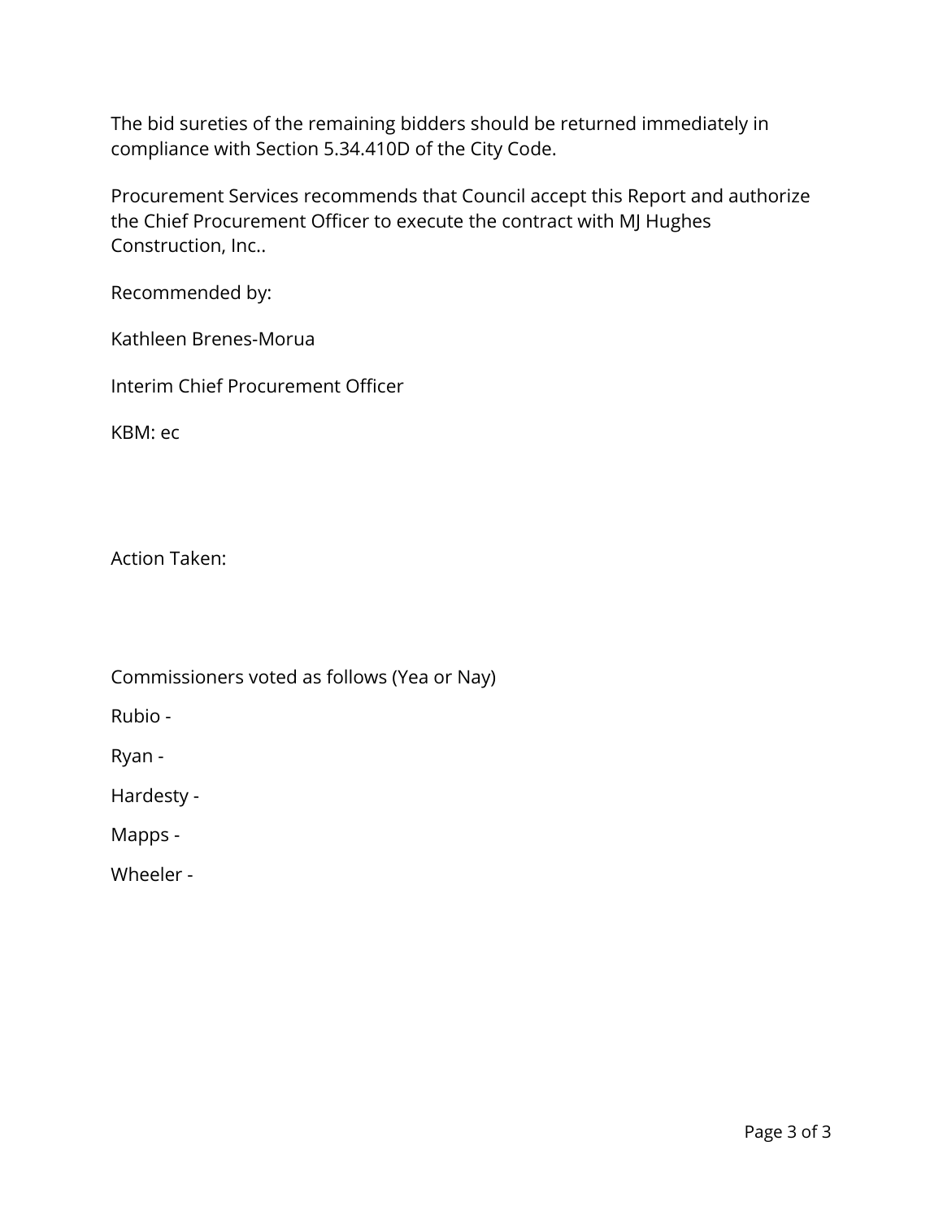The bid sureties of the remaining bidders should be returned immediately in compliance with Section 5.34.410D of the City Code.

Procurement Services recommends that Council accept this Report and authorize the Chief Procurement Officer to execute the contract with MJ Hughes Construction, Inc..

Recommended by:

Kathleen Brenes-Morua

Interim Chief Procurement Officer

KBM: ec

Action Taken:

Commissioners voted as follows (Yea or Nay)

Rubio -

Ryan -

Hardesty -

Mapps -

Wheeler -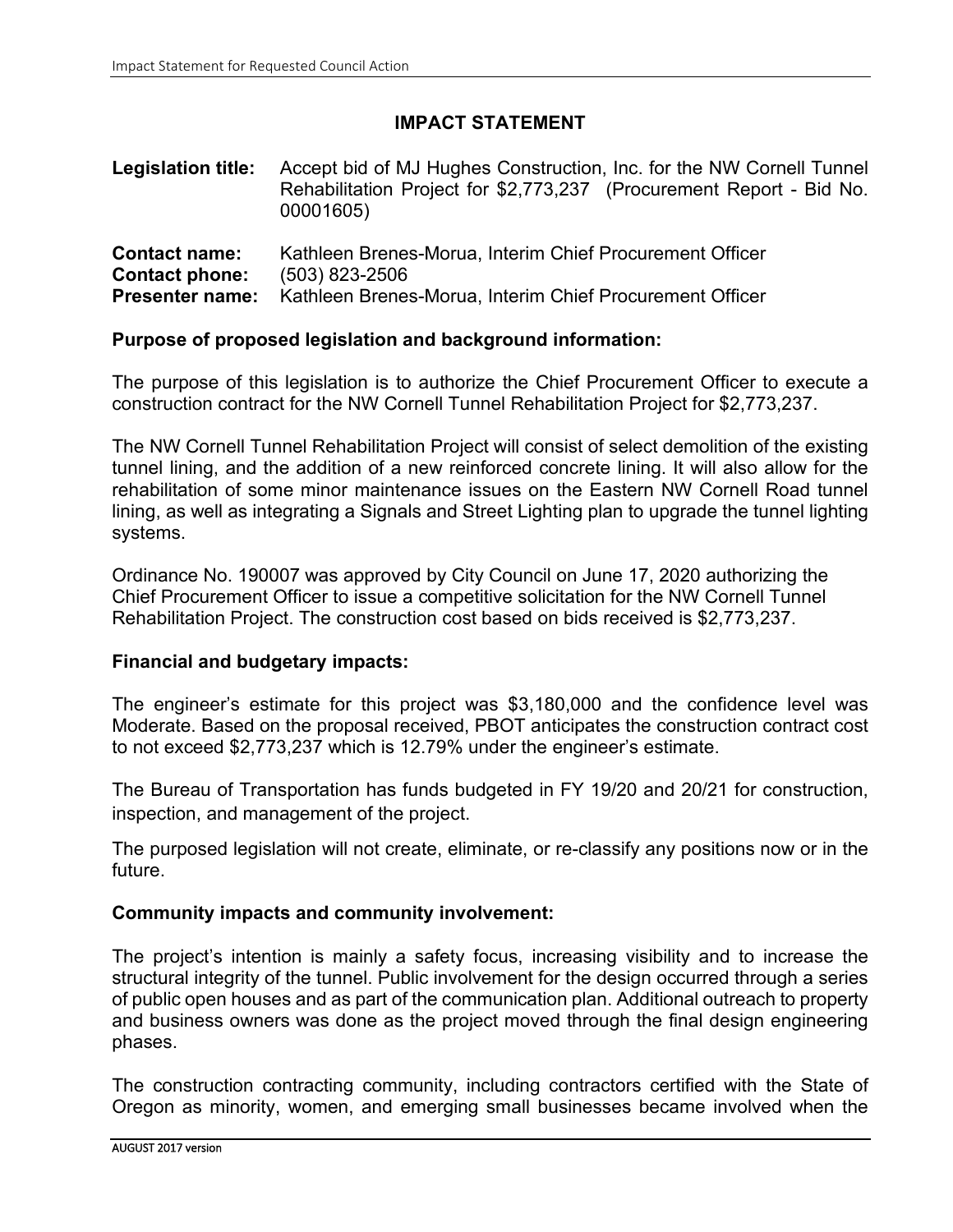# IMPACT STATEMENT

**Legislation title:** Accept bid of MJ Hughes Construction, Inc. for the NW Cornell Tunnel Rehabilitation Project for $2,773,237 (Procurement Report - Bid No. 00001605)

**Contact name:** Kathleen Brenes-Morua, Interim Chief Procurement Officer
**Contact phone:** (503) 823-2506
**Presenter name:** Kathleen Brenes-Morua, Interim Chief Procurement Officer

### Purpose of proposed legislation and background information:

The purpose of this legislation is to authorize the Chief Procurement Officer to execute a construction contract for the NW Cornell Tunnel Rehabilitation Project for $2,773,237.

The NW Cornell Tunnel Rehabilitation Project will consist of select demolition of the existing tunnel lining, and the addition of a new reinforced concrete lining. It will also allow for the rehabilitation of some minor maintenance issues on the Eastern NW Cornell Road tunnel lining, as well as integrating a Signals and Street Lighting plan to upgrade the tunnel lighting systems.

Ordinance No. 190007 was approved by City Council on June 17, 2020 authorizing the Chief Procurement Officer to issue a competitive solicitation for the NW Cornell Tunnel Rehabilitation Project. The construction cost based on bids received is $2,773,237.

### Financial and budgetary impacts:

The engineer's estimate for this project was $3,180,000 and the confidence level was Moderate. Based on the proposal received, PBOT anticipates the construction contract cost to not exceed $2,773,237 which is 12.79% under the engineer's estimate.

The Bureau of Transportation has funds budgeted in FY 19/20 and 20/21 for construction, inspection, and management of the project.

The purposed legislation will not create, eliminate, or re-classify any positions now or in the future.

### Community impacts and community involvement:

The project's intention is mainly a safety focus, increasing visibility and to increase the structural integrity of the tunnel. Public involvement for the design occurred through a series of public open houses and as part of the communication plan. Additional outreach to property and business owners was done as the project moved through the final design engineering phases.

The construction contracting community, including contractors certified with the State of Oregon as minority, women, and emerging small businesses became involved when the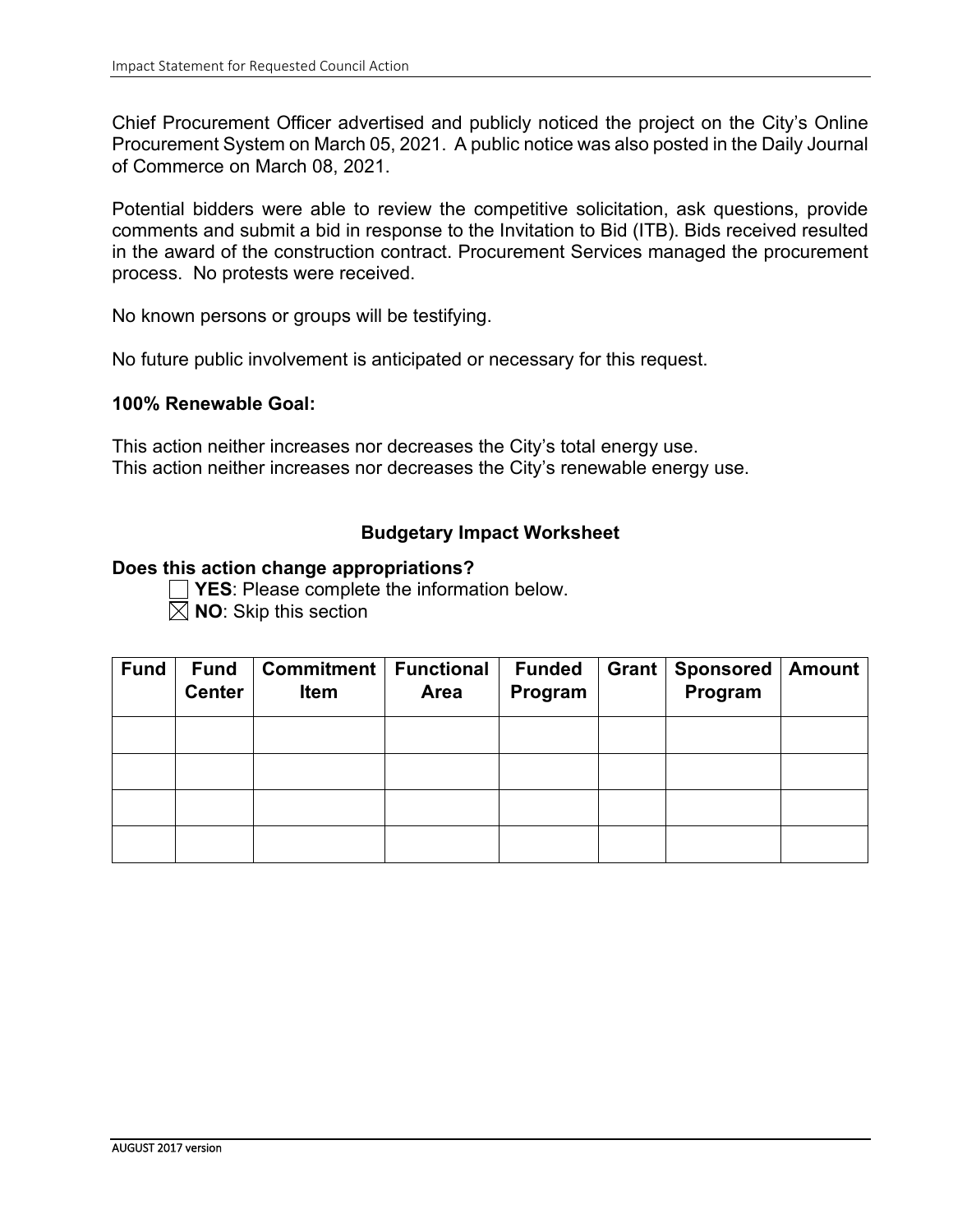Chief Procurement Officer advertised and publicly noticed the project on the City's Online Procurement System on March 05, 2021. A public notice was also posted in the Daily Journal of Commerce on March 08, 2021.

Potential bidders were able to review the competitive solicitation, ask questions, provide comments and submit a bid in response to the Invitation to Bid (ITB). Bids received resulted in the award of the construction contract. Procurement Services managed the procurement process. No protests were received.

No known persons or groups will be testifying.

No future public involvement is anticipated or necessary for this request.

**100% Renewable Goal:**

This action neither increases nor decreases the City's total energy use.
This action neither increases nor decreases the City's renewable energy use.

**Budgetary Impact Worksheet**

**Does this action change appropriations?**

☐ **YES**: Please complete the information below.
☒ **NO**: Skip this section

| Fund | Fund Center | Commitment Item | Functional Area | Funded Program | Grant | Sponsored Program | Amount |
|---|---|---|---|---|---|---|---|
| | | | | | | | |
| | | | | | | | |
| | | | | | | | |
| | | | | | | | |